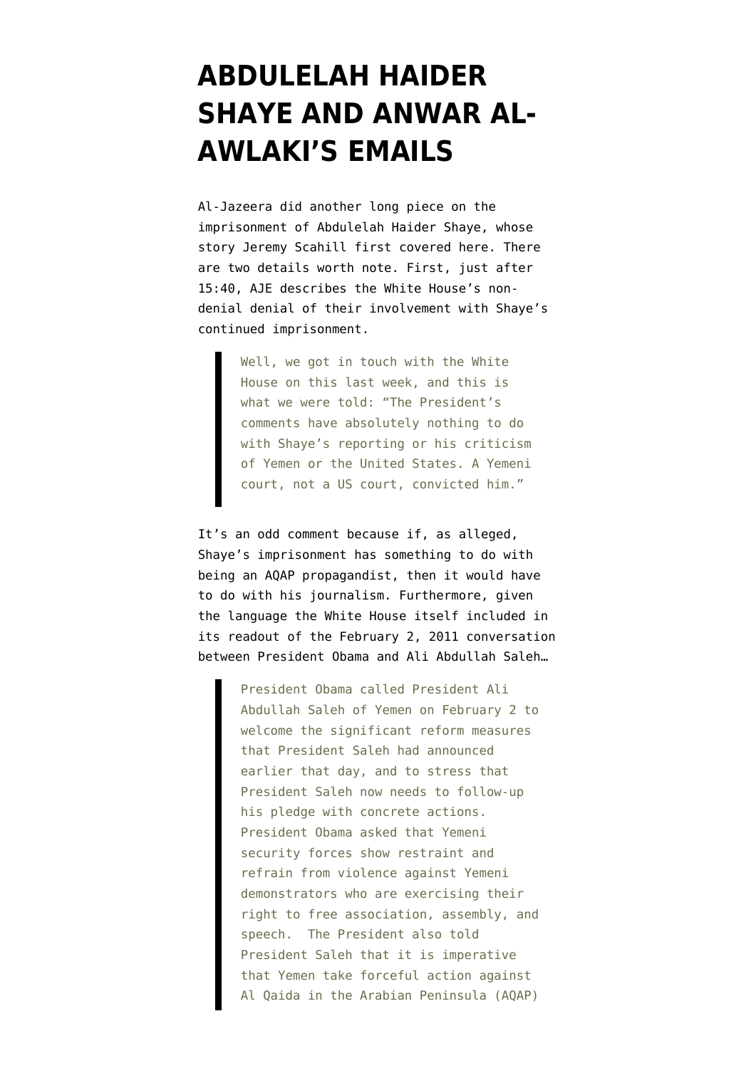# ABDULELAH HAIDER SHAYE AND ANWAR AL-AWLAKI'S EMAILS

Al-Jazeera did another long piece on the imprisonment of Abdulelah Haider Shaye, whose story Jeremy Scahill first covered here. There are two details worth note. First, just after 15:40, AJE describes the White House's non-denial denial of their involvement with Shaye's continued imprisonment.

> Well, we got in touch with the White House on this last week, and this is what we were told: "The President's comments have absolutely nothing to do with Shaye's reporting or his criticism of Yemen or the United States. A Yemeni court, not a US court, convicted him."

It's an odd comment because if, as alleged, Shaye's imprisonment has something to do with being an AQAP propagandist, then it would have to do with his journalism. Furthermore, given the language the White House itself included in its readout of the February 2, 2011 conversation between President Obama and Ali Abdullah Saleh…

> President Obama called President Ali Abdullah Saleh of Yemen on February 2 to welcome the significant reform measures that President Saleh had announced earlier that day, and to stress that President Saleh now needs to follow-up his pledge with concrete actions. President Obama asked that Yemeni security forces show restraint and refrain from violence against Yemeni demonstrators who are exercising their right to free association, assembly, and speech. The President also told President Saleh that it is imperative that Yemen take forceful action against Al Qaida in the Arabian Peninsula (AQAP)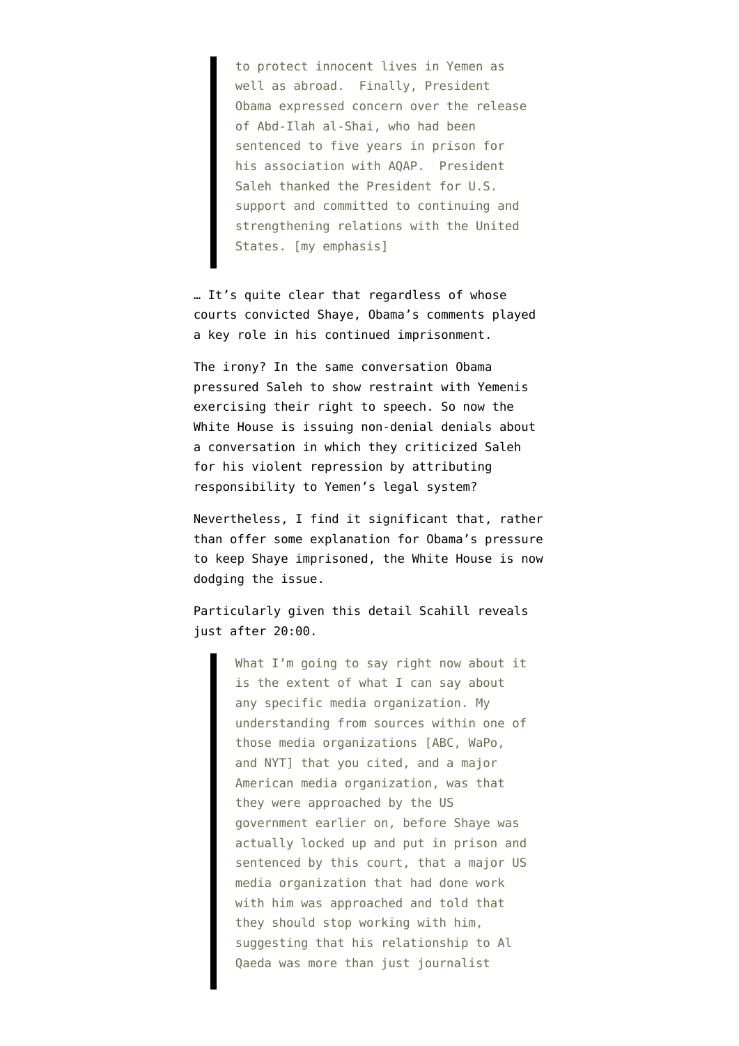> to protect innocent lives in Yemen as well as abroad. Finally, President Obama expressed concern over the release of Abd-Ilah al-Shai, who had been sentenced to five years in prison for his association with AQAP. President Saleh thanked the President for U.S. support and committed to continuing and strengthening relations with the United States. [my emphasis]

… It's quite clear that regardless of whose courts convicted Shaye, Obama's comments played a key role in his continued imprisonment.

The irony? In the same conversation Obama pressured Saleh to show restraint with Yemenis exercising their right to speech. So now the White House is issuing non-denial denials about a conversation in which they criticized Saleh for his violent repression by attributing responsibility to Yemen's legal system?

Nevertheless, I find it significant that, rather than offer some explanation for Obama's pressure to keep Shaye imprisoned, the White House is now dodging the issue.

Particularly given this detail Scahill reveals just after 20:00.

> What I'm going to say right now about it is the extent of what I can say about any specific media organization. My understanding from sources within one of those media organizations [ABC, WaPo, and NYT] that you cited, and a major American media organization, was that they were approached by the US government earlier on, before Shaye was actually locked up and put in prison and sentenced by this court, that a major US media organization that had done work with him was approached and told that they should stop working with him, suggesting that his relationship to Al Qaeda was more than just journalist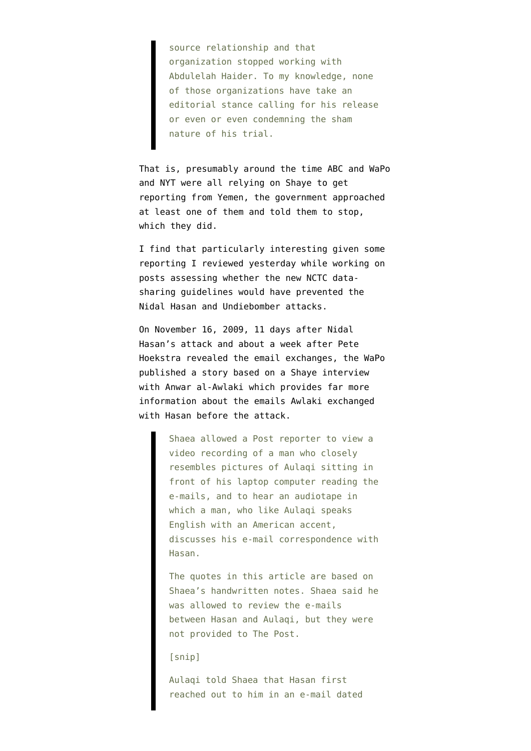> source relationship and that organization stopped working with Abdulelah Haider. To my knowledge, none of those organizations have take an editorial stance calling for his release or even or even condemning the sham nature of his trial.

That is, presumably around the time ABC and WaPo and NYT were all relying on Shaye to get reporting from Yemen, the government approached at least one of them and told them to stop, which they did.

I find that particularly interesting given some reporting I reviewed yesterday while working on posts assessing whether the new NCTC data-sharing guidelines would have prevented the Nidal Hasan and Undiebomber attacks.

On November 16, 2009, 11 days after Nidal Hasan's attack and about a week after Pete Hoekstra revealed the email exchanges, the WaPo published a story based on a Shaye interview with Anwar al-Awlaki which provides far more information about the emails Awlaki exchanged with Hasan before the attack.

> Shaea allowed a Post reporter to view a video recording of a man who closely resembles pictures of Aulaqi sitting in front of his laptop computer reading the e-mails, and to hear an audiotape in which a man, who like Aulaqi speaks English with an American accent, discusses his e-mail correspondence with Hasan.
>
> The quotes in this article are based on Shaea's handwritten notes. Shaea said he was allowed to review the e-mails between Hasan and Aulaqi, but they were not provided to The Post.
>
> [snip]
>
> Aulaqi told Shaea that Hasan first reached out to him in an e-mail dated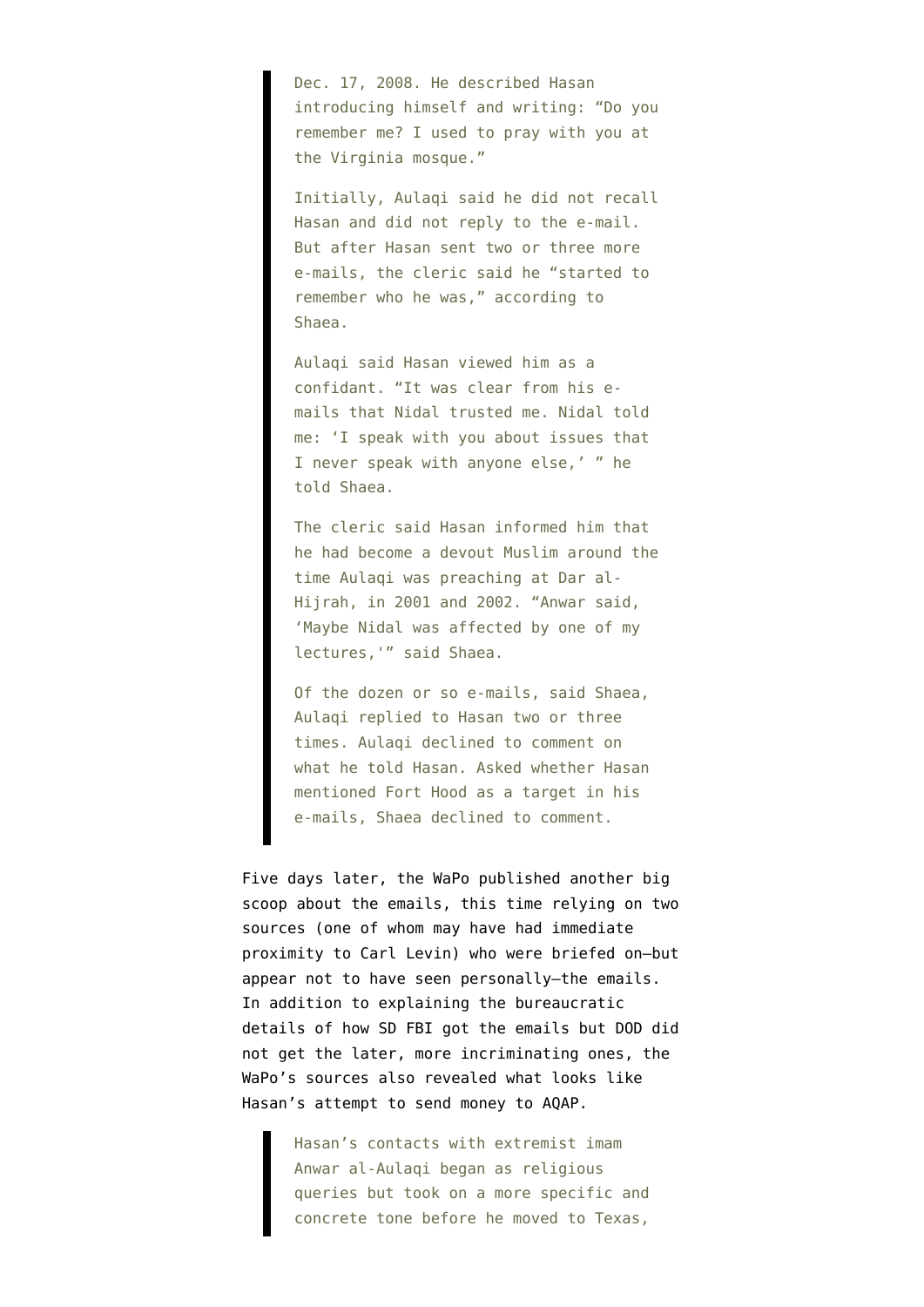> Dec. 17, 2008. He described Hasan introducing himself and writing: "Do you remember me? I used to pray with you at the Virginia mosque."
>
> Initially, Aulaqi said he did not recall Hasan and did not reply to the e-mail. But after Hasan sent two or three more e-mails, the cleric said he "started to remember who he was," according to Shaea.
>
> Aulaqi said Hasan viewed him as a confidant. "It was clear from his e-mails that Nidal trusted me. Nidal told me: 'I speak with you about issues that I never speak with anyone else,' " he told Shaea.
>
> The cleric said Hasan informed him that he had become a devout Muslim around the time Aulaqi was preaching at Dar al-Hijrah, in 2001 and 2002. "Anwar said, 'Maybe Nidal was affected by one of my lectures,'" said Shaea.
>
> Of the dozen or so e-mails, said Shaea, Aulaqi replied to Hasan two or three times. Aulaqi declined to comment on what he told Hasan. Asked whether Hasan mentioned Fort Hood as a target in his e-mails, Shaea declined to comment.

Five days later, the WaPo published another big scoop about the emails, this time relying on two sources (one of whom may have had immediate proximity to Carl Levin) who were briefed on–but appear not to have seen personally–the emails. In addition to explaining the bureaucratic details of how SD FBI got the emails but DOD did not get the later, more incriminating ones, the WaPo's sources also revealed what looks like Hasan's attempt to send money to AQAP.

> Hasan's contacts with extremist imam Anwar al-Aulaqi began as religious queries but took on a more specific and concrete tone before he moved to Texas,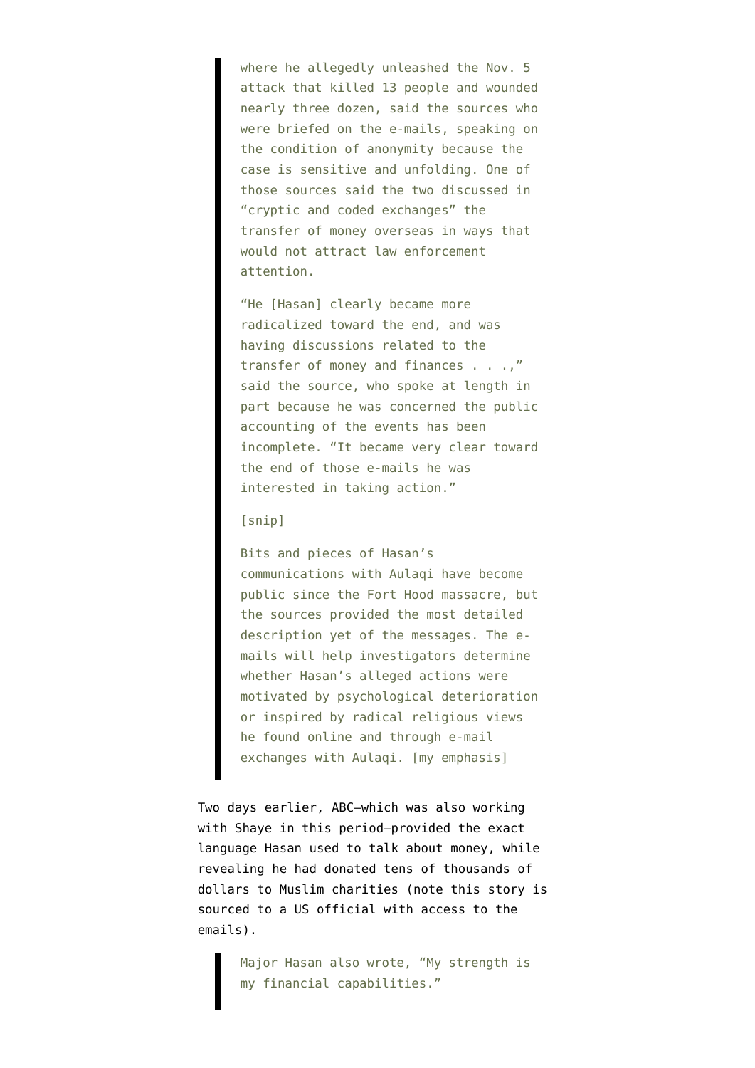> where he allegedly unleashed the Nov. 5 attack that killed 13 people and wounded nearly three dozen, said the sources who were briefed on the e-mails, speaking on the condition of anonymity because the case is sensitive and unfolding. One of those sources said the two discussed in "cryptic and coded exchanges" the transfer of money overseas in ways that would not attract law enforcement attention.
>
> "He [Hasan] clearly became more radicalized toward the end, and was having discussions related to the transfer of money and finances . . .," said the source, who spoke at length in part because he was concerned the public accounting of the events has been incomplete. "It became very clear toward the end of those e-mails he was interested in taking action."
>
> [snip]
>
> Bits and pieces of Hasan's communications with Aulaqi have become public since the Fort Hood massacre, but the sources provided the most detailed description yet of the messages. The e-mails will help investigators determine whether Hasan's alleged actions were motivated by psychological deterioration or inspired by radical religious views he found online and through e-mail exchanges with Aulaqi. [my emphasis]

Two days earlier, ABC–which was also working with Shaye in this period–provided the exact language Hasan used to talk about money, while revealing he had donated tens of thousands of dollars to Muslim charities (note this story is sourced to a US official with access to the emails).

> Major Hasan also wrote, "My strength is my financial capabilities."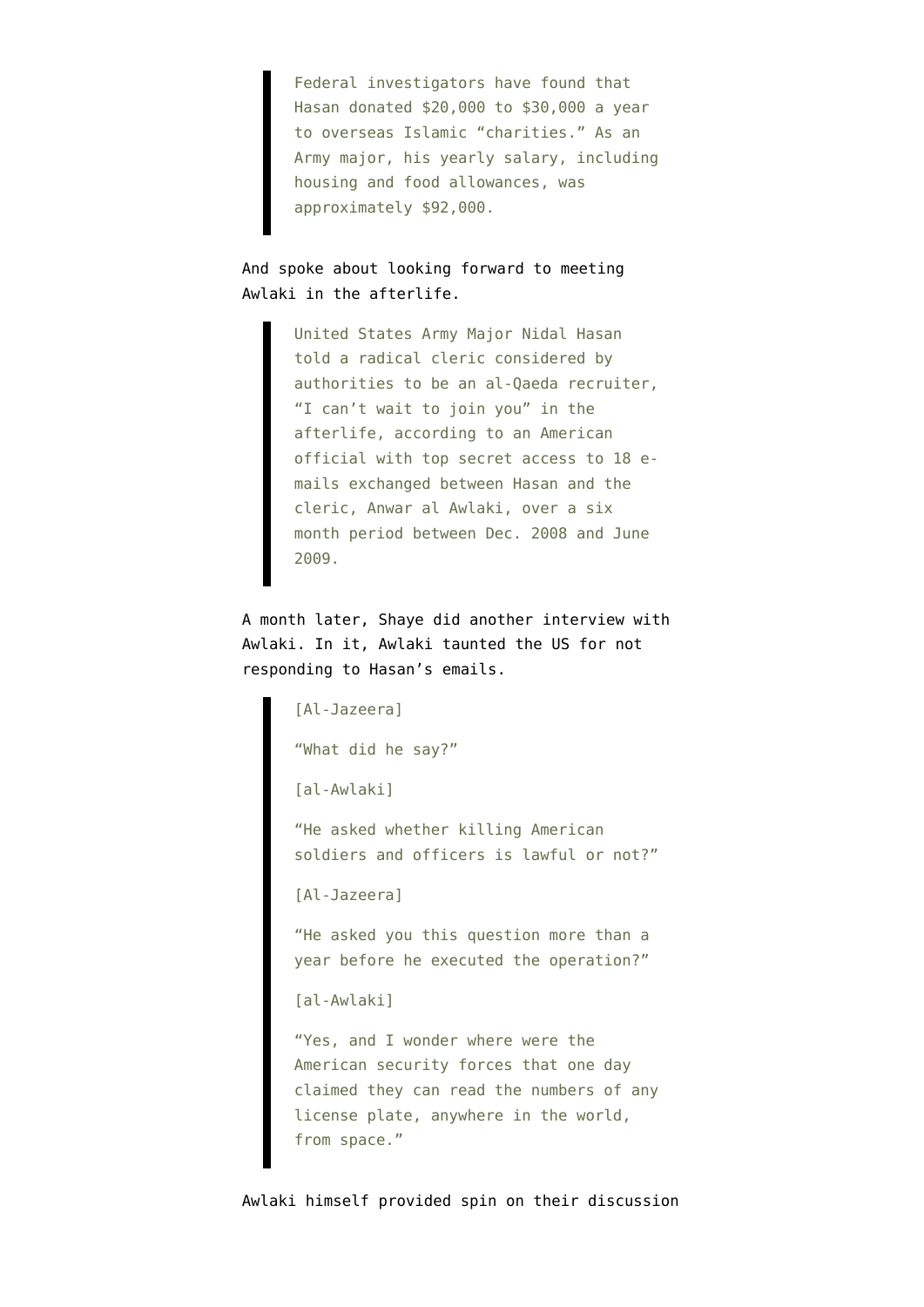> Federal investigators have found that Hasan donated $20,000 to $30,000 a year to overseas Islamic "charities." As an Army major, his yearly salary, including housing and food allowances, was approximately $92,000.

And spoke about looking forward to meeting Awlaki in the afterlife.

> United States Army Major Nidal Hasan told a radical cleric considered by authorities to be an al-Qaeda recruiter, "I can't wait to join you" in the afterlife, according to an American official with top secret access to 18 e-mails exchanged between Hasan and the cleric, Anwar al Awlaki, over a six month period between Dec. 2008 and June 2009.

A month later, Shaye did another interview with Awlaki. In it, Awlaki taunted the US for not responding to Hasan's emails.

> [Al-Jazeera]
>
> "What did he say?"
>
> [al-Awlaki]
>
> "He asked whether killing American soldiers and officers is lawful or not?"
>
> [Al-Jazeera]
>
> "He asked you this question more than a year before he executed the operation?"
>
> [al-Awlaki]
>
> "Yes, and I wonder where were the American security forces that one day claimed they can read the numbers of any license plate, anywhere in the world, from space."

Awlaki himself provided spin on their discussion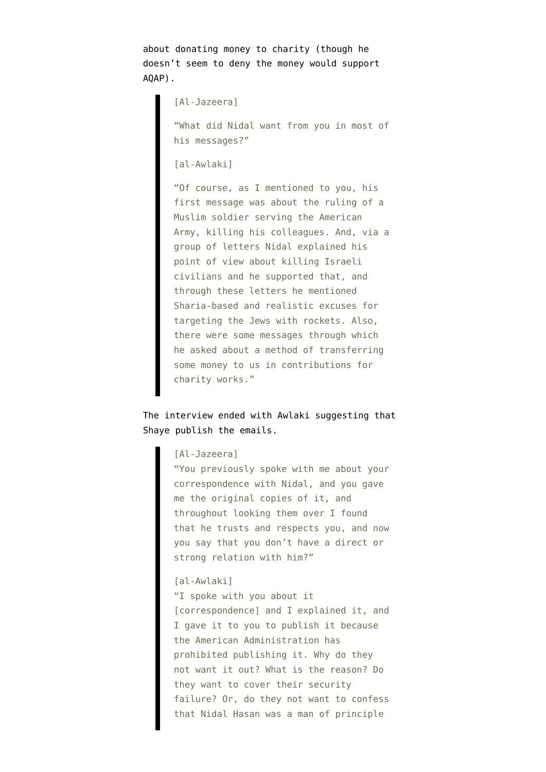about donating money to charity (though he doesn’t seem to deny the money would support AQAP).

> [Al-Jazeera]
>
> “What did Nidal want from you in most of his messages?”
>
> [al-Awlaki]
>
> “Of course, as I mentioned to you, his first message was about the ruling of a Muslim soldier serving the American Army, killing his colleagues. And, via a group of letters Nidal explained his point of view about killing Israeli civilians and he supported that, and through these letters he mentioned Sharia-based and realistic excuses for targeting the Jews with rockets. Also, there were some messages through which he asked about a method of transferring some money to us in contributions for charity works.”

The interview ended with Awlaki suggesting that Shaye publish the emails.

> [Al-Jazeera]
> “You previously spoke with me about your correspondence with Nidal, and you gave me the original copies of it, and throughout looking them over I found that he trusts and respects you, and now you say that you don’t have a direct or strong relation with him?”
>
> [al-Awlaki]
> “I spoke with you about it [correspondence] and I explained it, and I gave it to you to publish it because the American Administration has prohibited publishing it. Why do they not want it out? What is the reason? Do they want to cover their security failure? Or, do they not want to confess that Nidal Hasan was a man of principle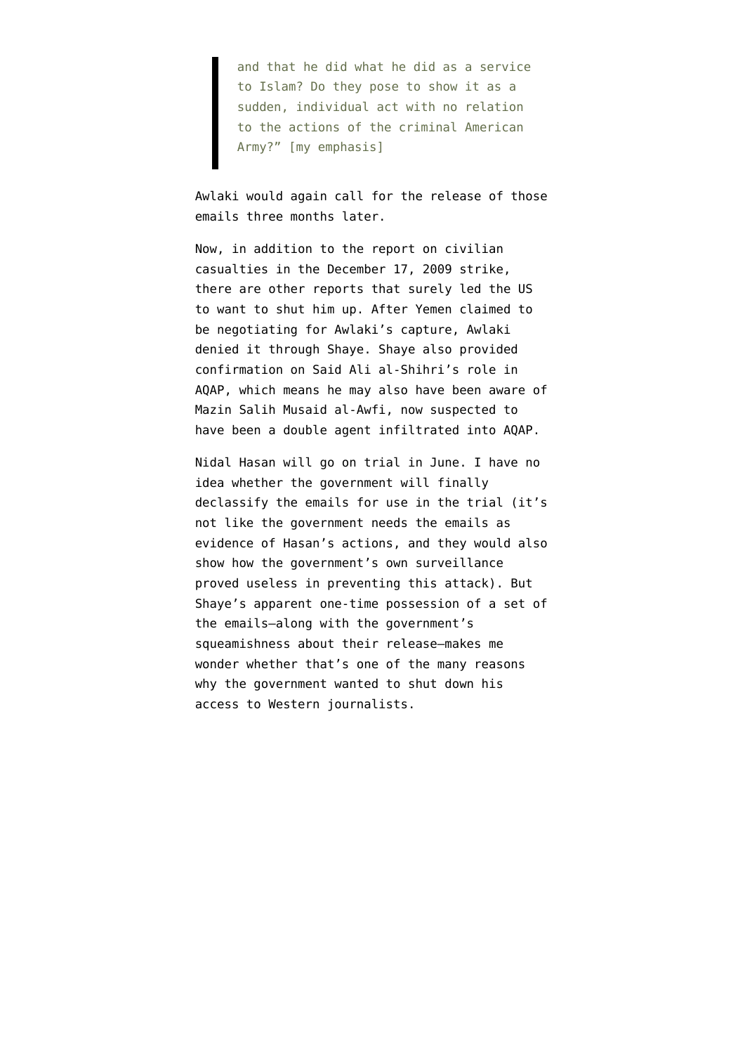> and that he did what he did as a service to Islam? Do they pose to show it as a sudden, individual act with no relation to the actions of the criminal American Army?" [my emphasis]

Awlaki would again call for the release of those emails three months later.

Now, in addition to the report on civilian casualties in the December 17, 2009 strike, there are other reports that surely led the US to want to shut him up. After Yemen claimed to be negotiating for Awlaki's capture, Awlaki denied it through Shaye. Shaye also provided confirmation on Said Ali al-Shihri's role in AQAP, which means he may also have been aware of Mazin Salih Musaid al-Awfi, now suspected to have been a double agent infiltrated into AQAP.

Nidal Hasan will go on trial in June. I have no idea whether the government will finally declassify the emails for use in the trial (it's not like the government needs the emails as evidence of Hasan's actions, and they would also show how the government's own surveillance proved useless in preventing this attack). But Shaye's apparent one-time possession of a set of the emails—along with the government's squeamishness about their release—makes me wonder whether that's one of the many reasons why the government wanted to shut down his access to Western journalists.